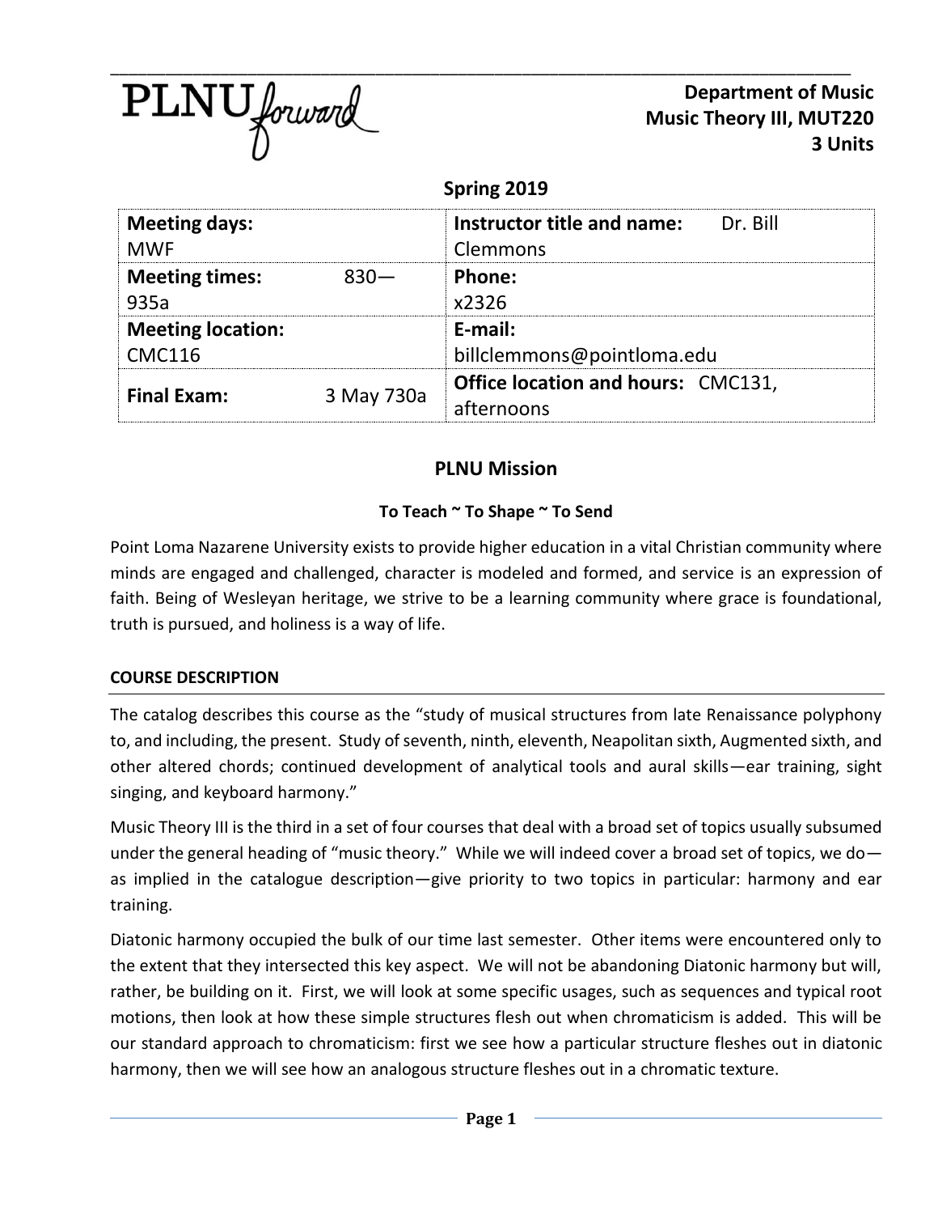PLNU forward

**Department of Music**
**Music Theory III, MUT220**
**3 Units**

**Spring 2019**

| Meeting days: MWF | Instructor title and name: Dr. Bill Clemmons |
| --- | --- |
| Meeting times: 830—935a | Phone: x2326 |
| Meeting location: CMC116 | E-mail: billclemmons@pointloma.edu |
| Final Exam: 3 May 730a | Office location and hours: CMC131, afternoons |

## PLNU Mission

**To Teach ~ To Shape ~ To Send**

Point Loma Nazarene University exists to provide higher education in a vital Christian community where minds are engaged and challenged, character is modeled and formed, and service is an expression of faith. Being of Wesleyan heritage, we strive to be a learning community where grace is foundational, truth is pursued, and holiness is a way of life.

### COURSE DESCRIPTION

The catalog describes this course as the "study of musical structures from late Renaissance polyphony to, and including, the present. Study of seventh, ninth, eleventh, Neapolitan sixth, Augmented sixth, and other altered chords; continued development of analytical tools and aural skills—ear training, sight singing, and keyboard harmony."

Music Theory III is the third in a set of four courses that deal with a broad set of topics usually subsumed under the general heading of "music theory." While we will indeed cover a broad set of topics, we do—as implied in the catalogue description—give priority to two topics in particular: harmony and ear training.

Diatonic harmony occupied the bulk of our time last semester. Other items were encountered only to the extent that they intersected this key aspect. We will not be abandoning Diatonic harmony but will, rather, be building on it. First, we will look at some specific usages, such as sequences and typical root motions, then look at how these simple structures flesh out when chromaticism is added. This will be our standard approach to chromaticism: first we see how a particular structure fleshes out in diatonic harmony, then we will see how an analogous structure fleshes out in a chromatic texture.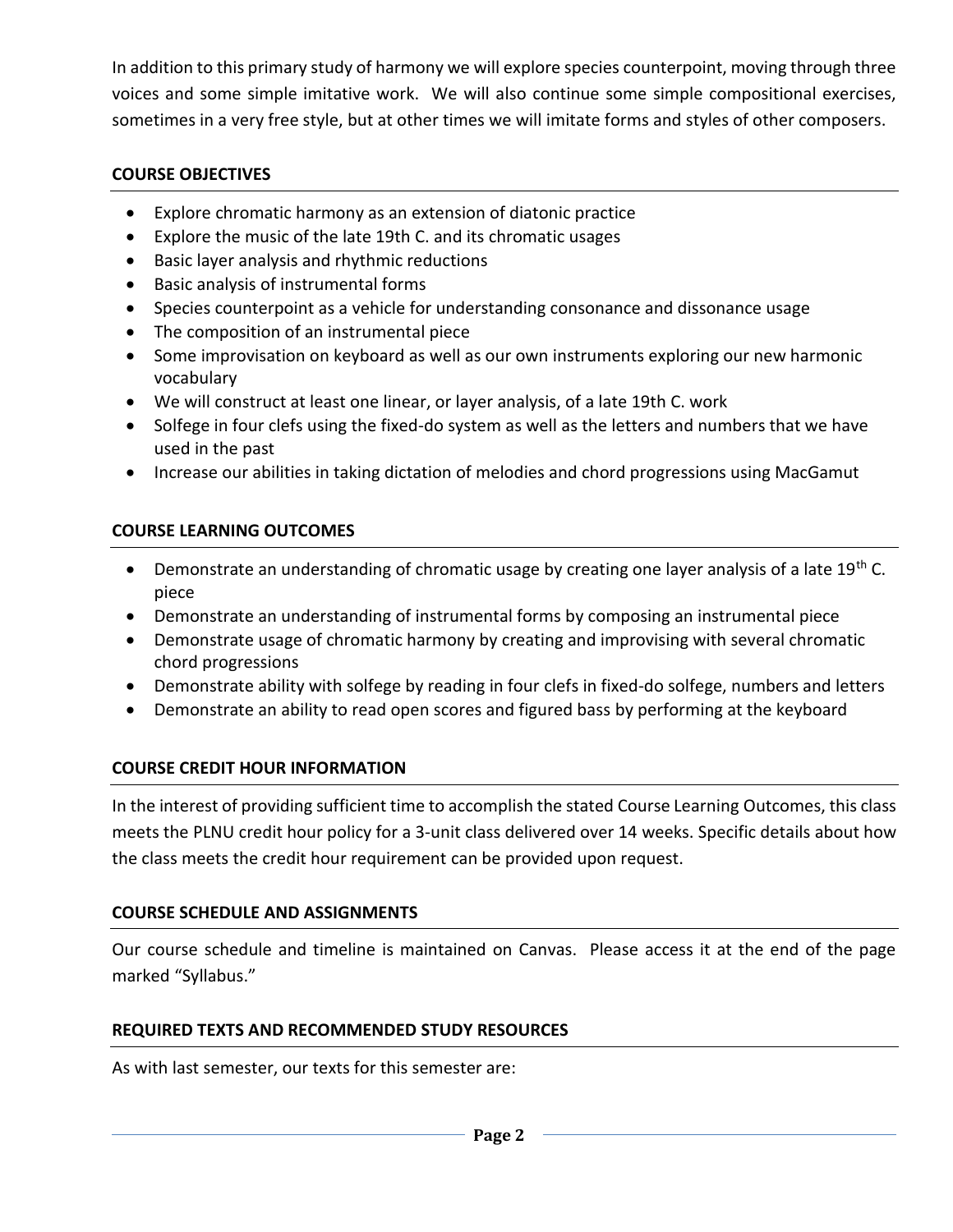In addition to this primary study of harmony we will explore species counterpoint, moving through three voices and some simple imitative work. We will also continue some simple compositional exercises, sometimes in a very free style, but at other times we will imitate forms and styles of other composers.

## COURSE OBJECTIVES

- Explore chromatic harmony as an extension of diatonic practice
- Explore the music of the late 19th C. and its chromatic usages
- Basic layer analysis and rhythmic reductions
- Basic analysis of instrumental forms
- Species counterpoint as a vehicle for understanding consonance and dissonance usage
- The composition of an instrumental piece
- Some improvisation on keyboard as well as our own instruments exploring our new harmonic vocabulary
- We will construct at least one linear, or layer analysis, of a late 19th C. work
- Solfege in four clefs using the fixed-do system as well as the letters and numbers that we have used in the past
- Increase our abilities in taking dictation of melodies and chord progressions using MacGamut

## COURSE LEARNING OUTCOMES

- Demonstrate an understanding of chromatic usage by creating one layer analysis of a late 19th C. piece
- Demonstrate an understanding of instrumental forms by composing an instrumental piece
- Demonstrate usage of chromatic harmony by creating and improvising with several chromatic chord progressions
- Demonstrate ability with solfege by reading in four clefs in fixed-do solfege, numbers and letters
- Demonstrate an ability to read open scores and figured bass by performing at the keyboard

## COURSE CREDIT HOUR INFORMATION

In the interest of providing sufficient time to accomplish the stated Course Learning Outcomes, this class meets the PLNU credit hour policy for a 3-unit class delivered over 14 weeks. Specific details about how the class meets the credit hour requirement can be provided upon request.

## COURSE SCHEDULE AND ASSIGNMENTS

Our course schedule and timeline is maintained on Canvas. Please access it at the end of the page marked "Syllabus."

## REQUIRED TEXTS AND RECOMMENDED STUDY RESOURCES

As with last semester, our texts for this semester are: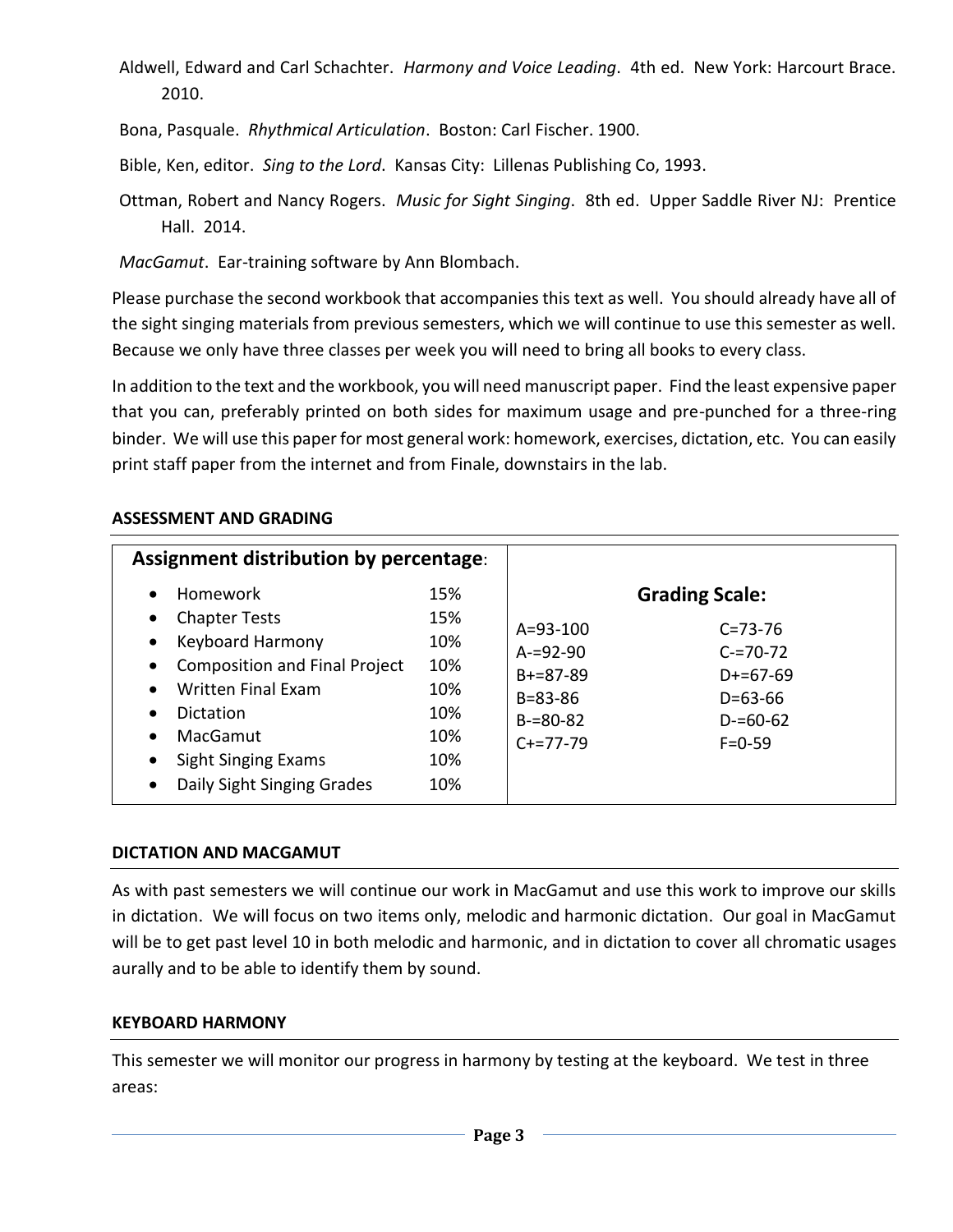Aldwell, Edward and Carl Schachter. *Harmony and Voice Leading*. 4th ed. New York: Harcourt Brace. 2010.

Bona, Pasquale. *Rhythmical Articulation*. Boston: Carl Fischer. 1900.

Bible, Ken, editor. *Sing to the Lord*. Kansas City: Lillenas Publishing Co, 1993.

Ottman, Robert and Nancy Rogers. *Music for Sight Singing*. 8th ed. Upper Saddle River NJ: Prentice Hall. 2014.

*MacGamut*. Ear-training software by Ann Blombach.

Please purchase the second workbook that accompanies this text as well. You should already have all of the sight singing materials from previous semesters, which we will continue to use this semester as well. Because we only have three classes per week you will need to bring all books to every class.

In addition to the text and the workbook, you will need manuscript paper. Find the least expensive paper that you can, preferably printed on both sides for maximum usage and pre-punched for a three-ring binder. We will use this paper for most general work: homework, exercises, dictation, etc. You can easily print staff paper from the internet and from Finale, downstairs in the lab.

**ASSESSMENT AND GRADING**

| **Assignment distribution by percentage**: | |
|---|---|
| Homework | 15% |
| Chapter Tests | 15% |
| Keyboard Harmony | 10% |
| Composition and Final Project | 10% |
| Written Final Exam | 10% |
| Dictation | 10% |
| MacGamut | 10% |
| Sight Singing Exams | 10% |
| Daily Sight Singing Grades | 10% |

| **Grading Scale:** | |
|---|---|
| A=93-100 | C=73-76 |
| A-=92-90 | C-=70-72 |
| B+=87-89 | D+=67-69 |
| B=83-86 | D=63-66 |
| B-=80-82 | D-=60-62 |
| C+=77-79 | F=0-59 |

**DICTATION AND MACGAMUT**

As with past semesters we will continue our work in MacGamut and use this work to improve our skills in dictation. We will focus on two items only, melodic and harmonic dictation. Our goal in MacGamut will be to get past level 10 in both melodic and harmonic, and in dictation to cover all chromatic usages aurally and to be able to identify them by sound.

**KEYBOARD HARMONY**

This semester we will monitor our progress in harmony by testing at the keyboard. We test in three areas: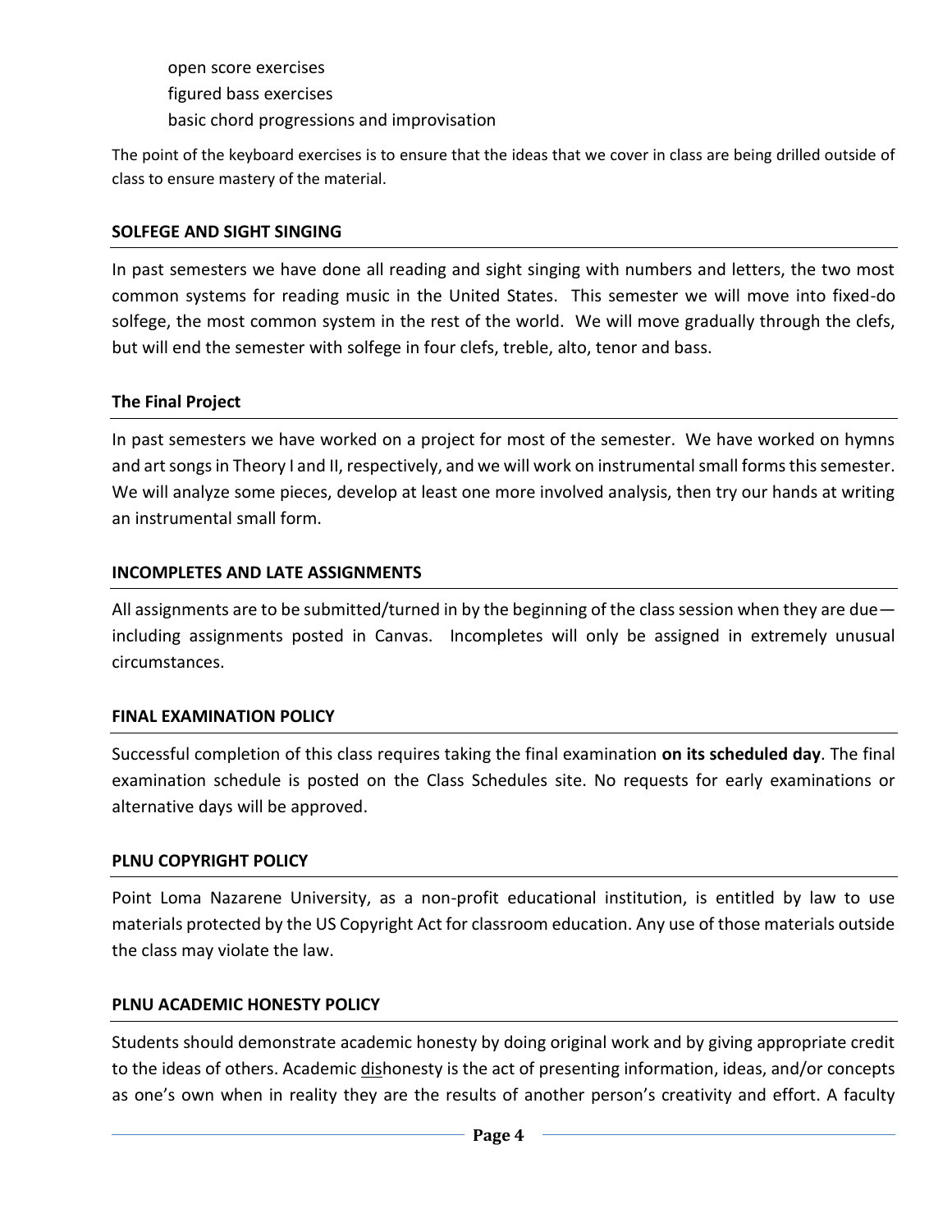- open score exercises
- figured bass exercises
- basic chord progressions and improvisation

The point of the keyboard exercises is to ensure that the ideas that we cover in class are being drilled outside of class to ensure mastery of the material.

## SOLFEGE AND SIGHT SINGING

In past semesters we have done all reading and sight singing with numbers and letters, the two most common systems for reading music in the United States. This semester we will move into fixed-do solfege, the most common system in the rest of the world. We will move gradually through the clefs, but will end the semester with solfege in four clefs, treble, alto, tenor and bass.

## The Final Project

In past semesters we have worked on a project for most of the semester. We have worked on hymns and art songs in Theory I and II, respectively, and we will work on instrumental small forms this semester. We will analyze some pieces, develop at least one more involved analysis, then try our hands at writing an instrumental small form.

## INCOMPLETES AND LATE ASSIGNMENTS

All assignments are to be submitted/turned in by the beginning of the class session when they are due—including assignments posted in Canvas. Incompletes will only be assigned in extremely unusual circumstances.

## FINAL EXAMINATION POLICY

Successful completion of this class requires taking the final examination **on its scheduled day**. The final examination schedule is posted on the Class Schedules site. No requests for early examinations or alternative days will be approved.

## PLNU COPYRIGHT POLICY

Point Loma Nazarene University, as a non-profit educational institution, is entitled by law to use materials protected by the US Copyright Act for classroom education. Any use of those materials outside the class may violate the law.

## PLNU ACADEMIC HONESTY POLICY

Students should demonstrate academic honesty by doing original work and by giving appropriate credit to the ideas of others. Academic dishonesty is the act of presenting information, ideas, and/or concepts as one's own when in reality they are the results of another person's creativity and effort. A faculty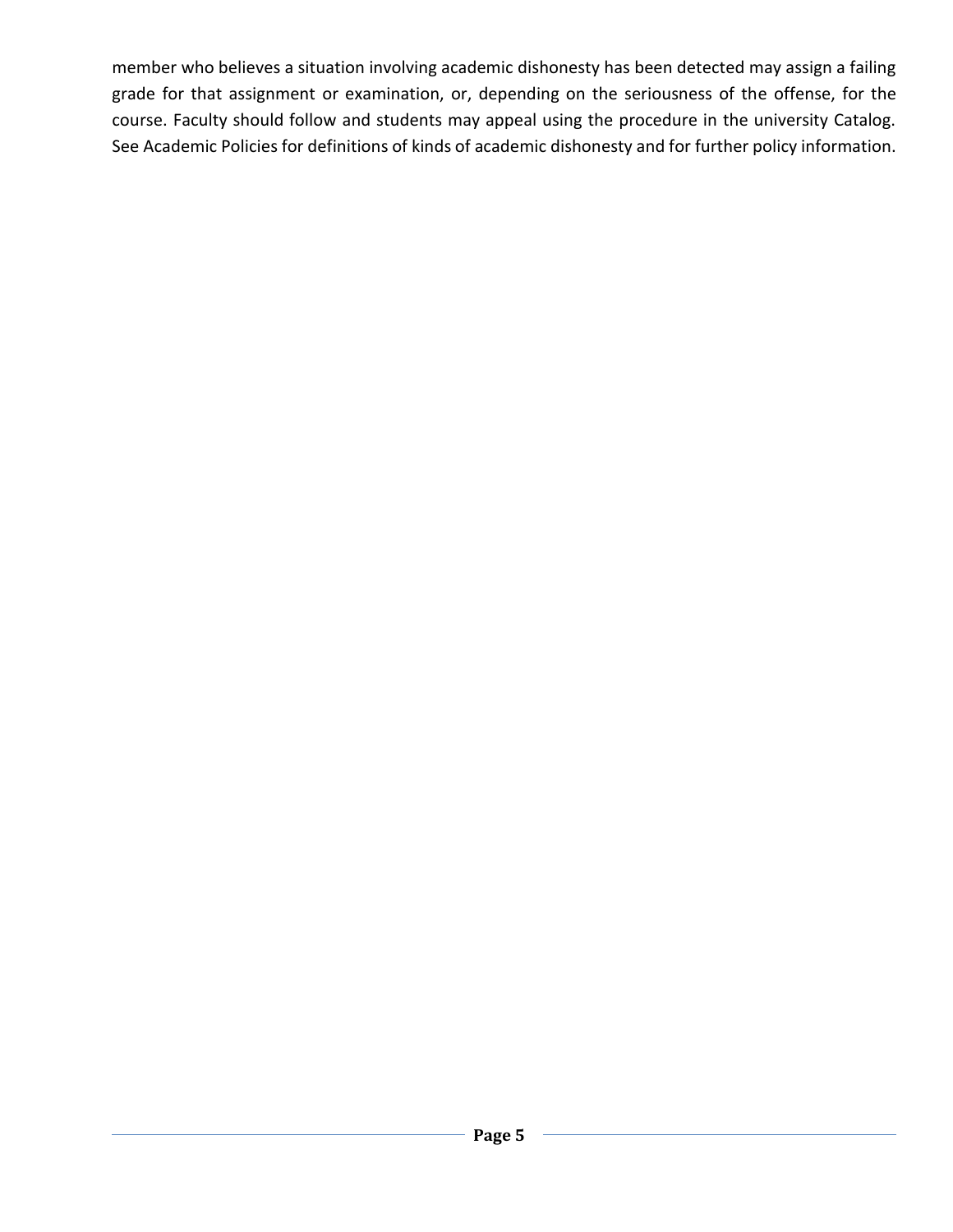member who believes a situation involving academic dishonesty has been detected may assign a failing grade for that assignment or examination, or, depending on the seriousness of the offense, for the course. Faculty should follow and students may appeal using the procedure in the university Catalog. See Academic Policies for definitions of kinds of academic dishonesty and for further policy information.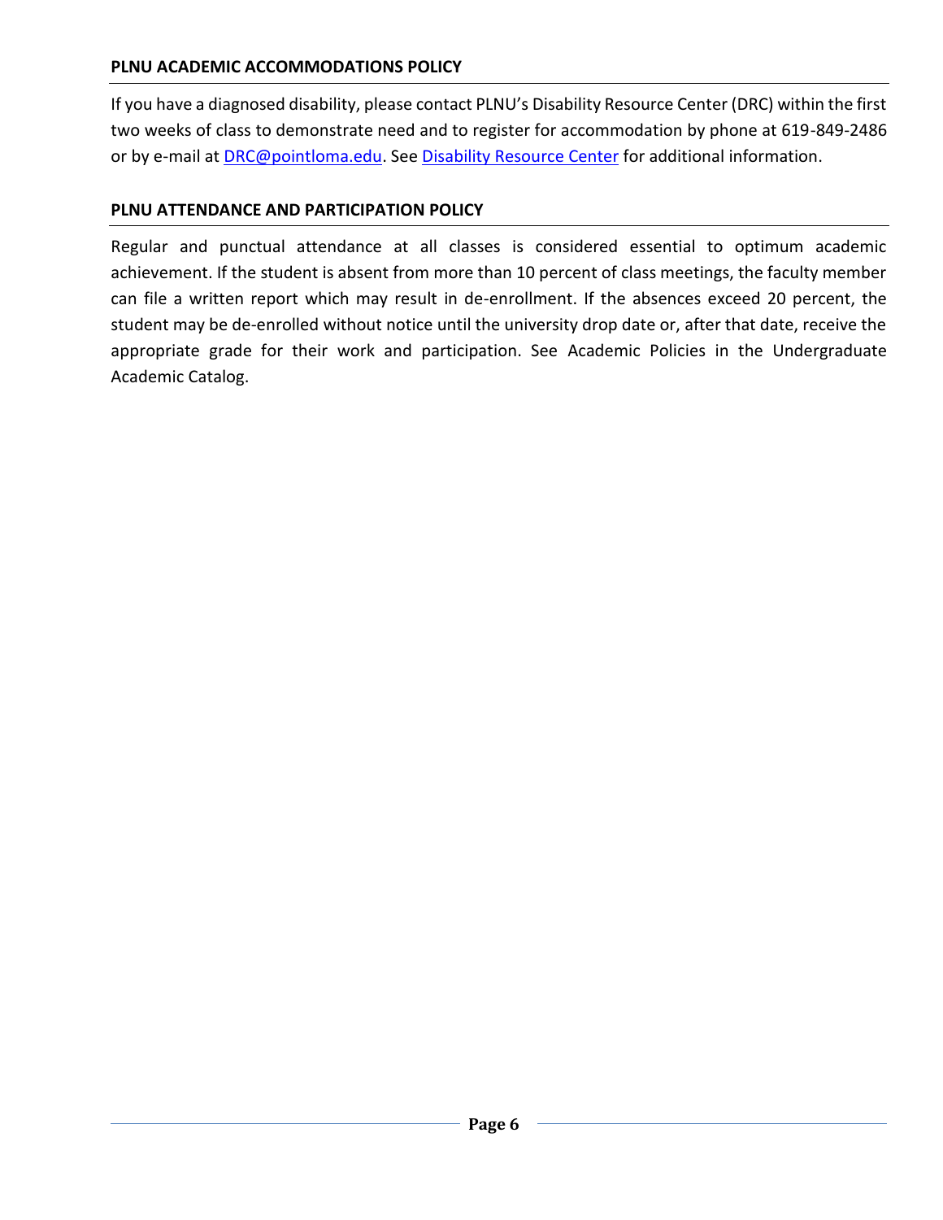## PLNU ACADEMIC ACCOMMODATIONS POLICY

If you have a diagnosed disability, please contact PLNU's Disability Resource Center (DRC) within the first two weeks of class to demonstrate need and to register for accommodation by phone at 619-849-2486 or by e-mail at [DRC@pointloma.edu](mailto:DRC@pointloma.edu). See [Disability Resource Center]() for additional information.

## PLNU ATTENDANCE AND PARTICIPATION POLICY

Regular and punctual attendance at all classes is considered essential to optimum academic achievement. If the student is absent from more than 10 percent of class meetings, the faculty member can file a written report which may result in de-enrollment. If the absences exceed 20 percent, the student may be de-enrolled without notice until the university drop date or, after that date, receive the appropriate grade for their work and participation. See Academic Policies in the Undergraduate Academic Catalog.